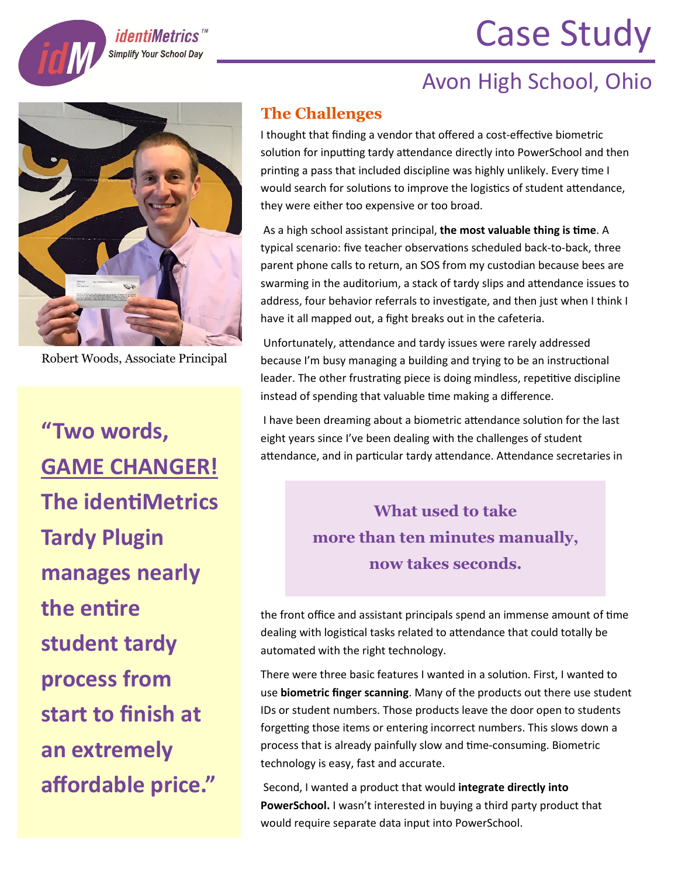identiMetrics™
Simplify Your School Day

# Case Study

## Avon High School, Ohio

Robert Woods, Associate Principal

**"Two words, GAME CHANGER! The identiMetrics Tardy Plugin manages nearly the entire student tardy process from start to finish at an extremely affordable price."**

### The Challenges

I thought that finding a vendor that offered a cost-effective biometric solution for inputting tardy attendance directly into PowerSchool and then printing a pass that included discipline was highly unlikely. Every time I would search for solutions to improve the logistics of student attendance, they were either too expensive or too broad.

As a high school assistant principal, **the most valuable thing is time**. A typical scenario: five teacher observations scheduled back-to-back, three parent phone calls to return, an SOS from my custodian because bees are swarming in the auditorium, a stack of tardy slips and attendance issues to address, four behavior referrals to investigate, and then just when I think I have it all mapped out, a fight breaks out in the cafeteria.

Unfortunately, attendance and tardy issues were rarely addressed because I'm busy managing a building and trying to be an instructional leader. The other frustrating piece is doing mindless, repetitive discipline instead of spending that valuable time making a difference.

I have been dreaming about a biometric attendance solution for the last eight years since I've been dealing with the challenges of student attendance, and in particular tardy attendance. Attendance secretaries in the front office and assistant principals spend an immense amount of time dealing with logistical tasks related to attendance that could totally be automated with the right technology.

**What used to take more than ten minutes manually, now takes seconds.**

There were three basic features I wanted in a solution. First, I wanted to use **biometric finger scanning**. Many of the products out there use student IDs or student numbers. Those products leave the door open to students forgetting those items or entering incorrect numbers. This slows down a process that is already painfully slow and time-consuming. Biometric technology is easy, fast and accurate.

Second, I wanted a product that would **integrate directly into PowerSchool.** I wasn't interested in buying a third party product that would require separate data input into PowerSchool.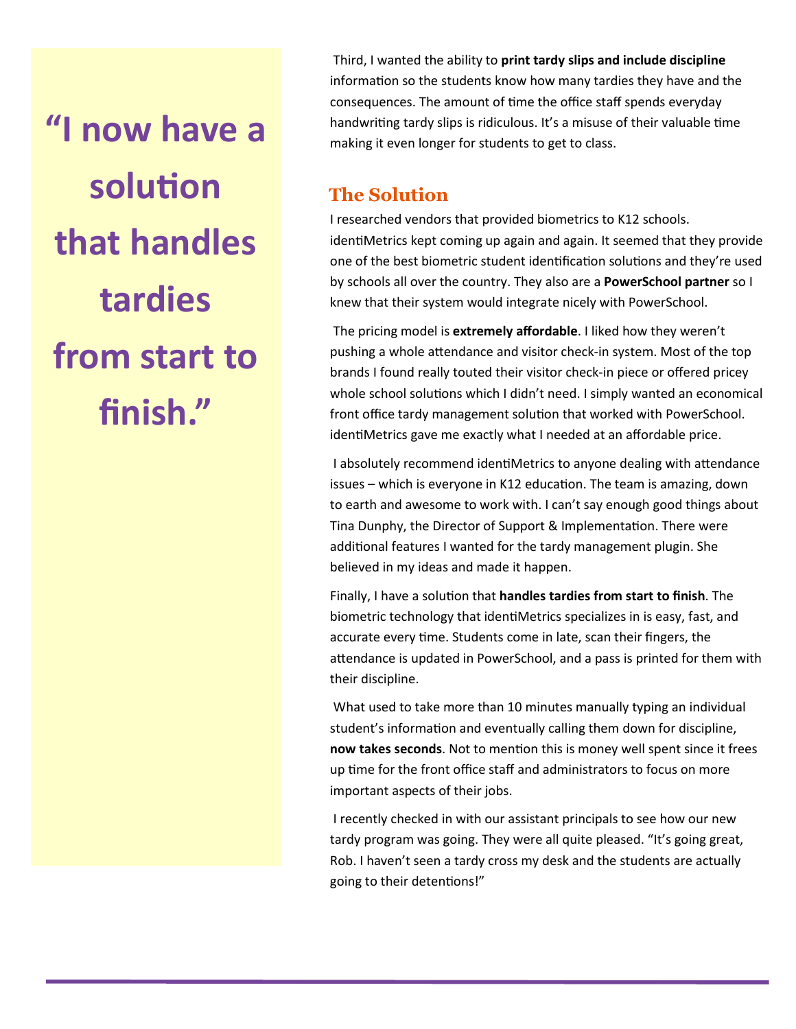**"I now have a solution that handles tardies from start to finish."**

Third, I wanted the ability to **print tardy slips and include discipline** information so the students know how many tardies they have and the consequences. The amount of time the office staff spends everyday handwriting tardy slips is ridiculous. It's a misuse of their valuable time making it even longer for students to get to class.

## The Solution

I researched vendors that provided biometrics to K12 schools. identiMetrics kept coming up again and again. It seemed that they provide one of the best biometric student identification solutions and they're used by schools all over the country. They also are a **PowerSchool partner** so I knew that their system would integrate nicely with PowerSchool.

The pricing model is **extremely affordable**. I liked how they weren't pushing a whole attendance and visitor check-in system. Most of the top brands I found really touted their visitor check-in piece or offered pricey whole school solutions which I didn't need. I simply wanted an economical front office tardy management solution that worked with PowerSchool. identiMetrics gave me exactly what I needed at an affordable price.

I absolutely recommend identiMetrics to anyone dealing with attendance issues – which is everyone in K12 education. The team is amazing, down to earth and awesome to work with. I can't say enough good things about Tina Dunphy, the Director of Support & Implementation. There were additional features I wanted for the tardy management plugin. She believed in my ideas and made it happen.

Finally, I have a solution that **handles tardies from start to finish**. The biometric technology that identiMetrics specializes in is easy, fast, and accurate every time. Students come in late, scan their fingers, the attendance is updated in PowerSchool, and a pass is printed for them with their discipline.

What used to take more than 10 minutes manually typing an individual student's information and eventually calling them down for discipline, **now takes seconds**. Not to mention this is money well spent since it frees up time for the front office staff and administrators to focus on more important aspects of their jobs.

I recently checked in with our assistant principals to see how our new tardy program was going. They were all quite pleased. "It's going great, Rob. I haven't seen a tardy cross my desk and the students are actually going to their detentions!"